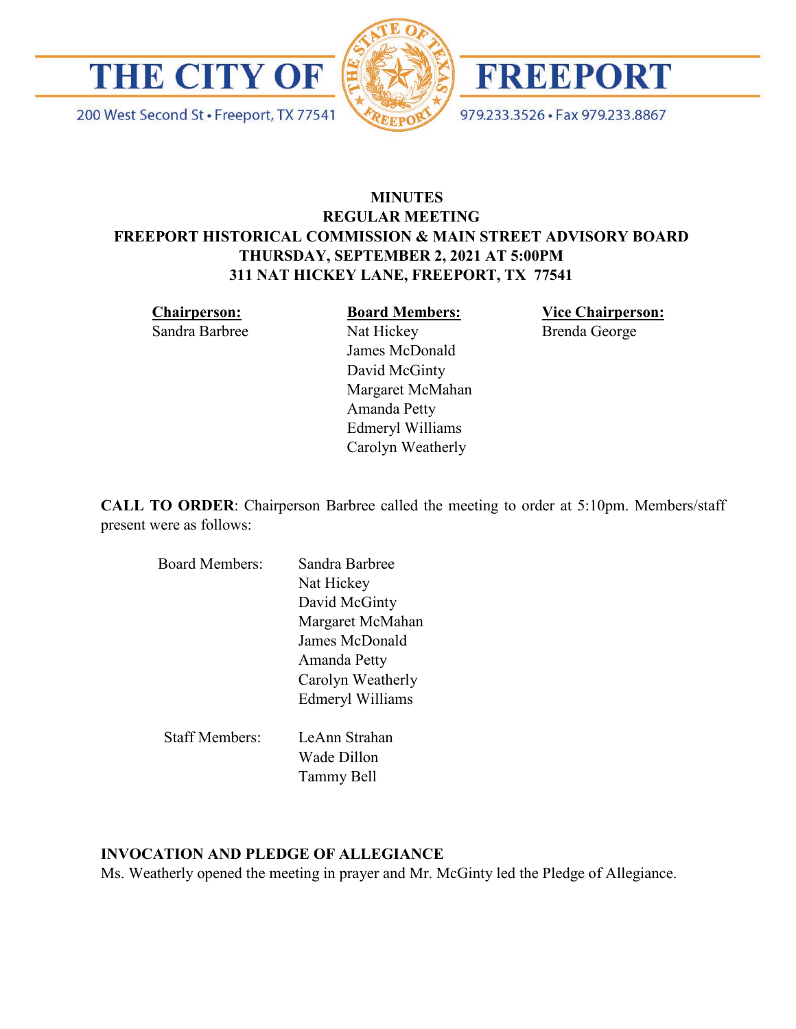# THE CITY OF FREEPORT

200 West Second St • Freeport, TX 77541

979.233.3526 • Fax 979.233.8867

**MINUTES**
**REGULAR MEETING**
**FREEPORT HISTORICAL COMMISSION & MAIN STREET ADVISORY BOARD**
**THURSDAY, SEPTEMBER 2, 2021 AT 5:00PM**
**311 NAT HICKEY LANE, FREEPORT, TX 77541**

| **Chairperson:** | **Board Members:** | **Vice Chairperson:** |
|---|---|---|
| Sandra Barbree | Nat Hickey | Brenda George |
| | James McDonald | |
| | David McGinty | |
| | Margaret McMahan | |
| | Amanda Petty | |
| | Edmeryl Williams | |
| | Carolyn Weatherly | |

**CALL TO ORDER**: Chairperson Barbree called the meeting to order at 5:10pm. Members/staff present were as follows:

| | |
|---|---|
| Board Members: | Sandra Barbree |
| | Nat Hickey |
| | David McGinty |
| | Margaret McMahan |
| | James McDonald |
| | Amanda Petty |
| | Carolyn Weatherly |
| | Edmeryl Williams |
| Staff Members: | LeAnn Strahan |
| | Wade Dillon |
| | Tammy Bell |

**INVOCATION AND PLEDGE OF ALLEGIANCE**

Ms. Weatherly opened the meeting in prayer and Mr. McGinty led the Pledge of Allegiance.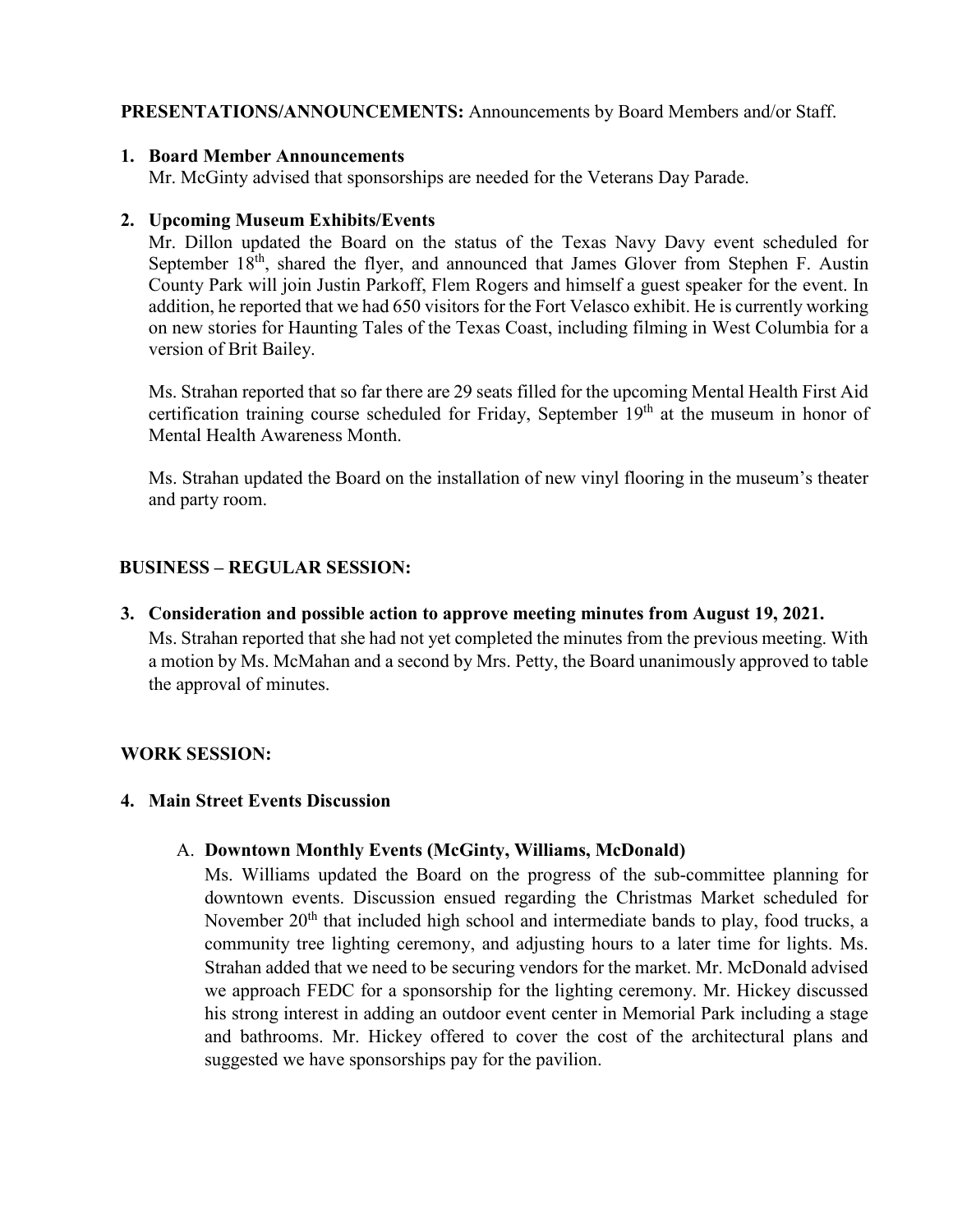**PRESENTATIONS/ANNOUNCEMENTS:** Announcements by Board Members and/or Staff.

1. **Board Member Announcements**
   Mr. McGinty advised that sponsorships are needed for the Veterans Day Parade.

2. **Upcoming Museum Exhibits/Events**
   Mr. Dillon updated the Board on the status of the Texas Navy Davy event scheduled for September 18th, shared the flyer, and announced that James Glover from Stephen F. Austin County Park will join Justin Parkoff, Flem Rogers and himself a guest speaker for the event. In addition, he reported that we had 650 visitors for the Fort Velasco exhibit. He is currently working on new stories for Haunting Tales of the Texas Coast, including filming in West Columbia for a version of Brit Bailey.

   Ms. Strahan reported that so far there are 29 seats filled for the upcoming Mental Health First Aid certification training course scheduled for Friday, September 19th at the museum in honor of Mental Health Awareness Month.

   Ms. Strahan updated the Board on the installation of new vinyl flooring in the museum's theater and party room.

**BUSINESS – REGULAR SESSION:**

3. **Consideration and possible action to approve meeting minutes from August 19, 2021.**
   Ms. Strahan reported that she had not yet completed the minutes from the previous meeting. With a motion by Ms. McMahan and a second by Mrs. Petty, the Board unanimously approved to table the approval of minutes.

**WORK SESSION:**

4. **Main Street Events Discussion**

   A. **Downtown Monthly Events (McGinty, Williams, McDonald)**
   Ms. Williams updated the Board on the progress of the sub-committee planning for downtown events. Discussion ensued regarding the Christmas Market scheduled for November 20th that included high school and intermediate bands to play, food trucks, a community tree lighting ceremony, and adjusting hours to a later time for lights. Ms. Strahan added that we need to be securing vendors for the market. Mr. McDonald advised we approach FEDC for a sponsorship for the lighting ceremony. Mr. Hickey discussed his strong interest in adding an outdoor event center in Memorial Park including a stage and bathrooms. Mr. Hickey offered to cover the cost of the architectural plans and suggested we have sponsorships pay for the pavilion.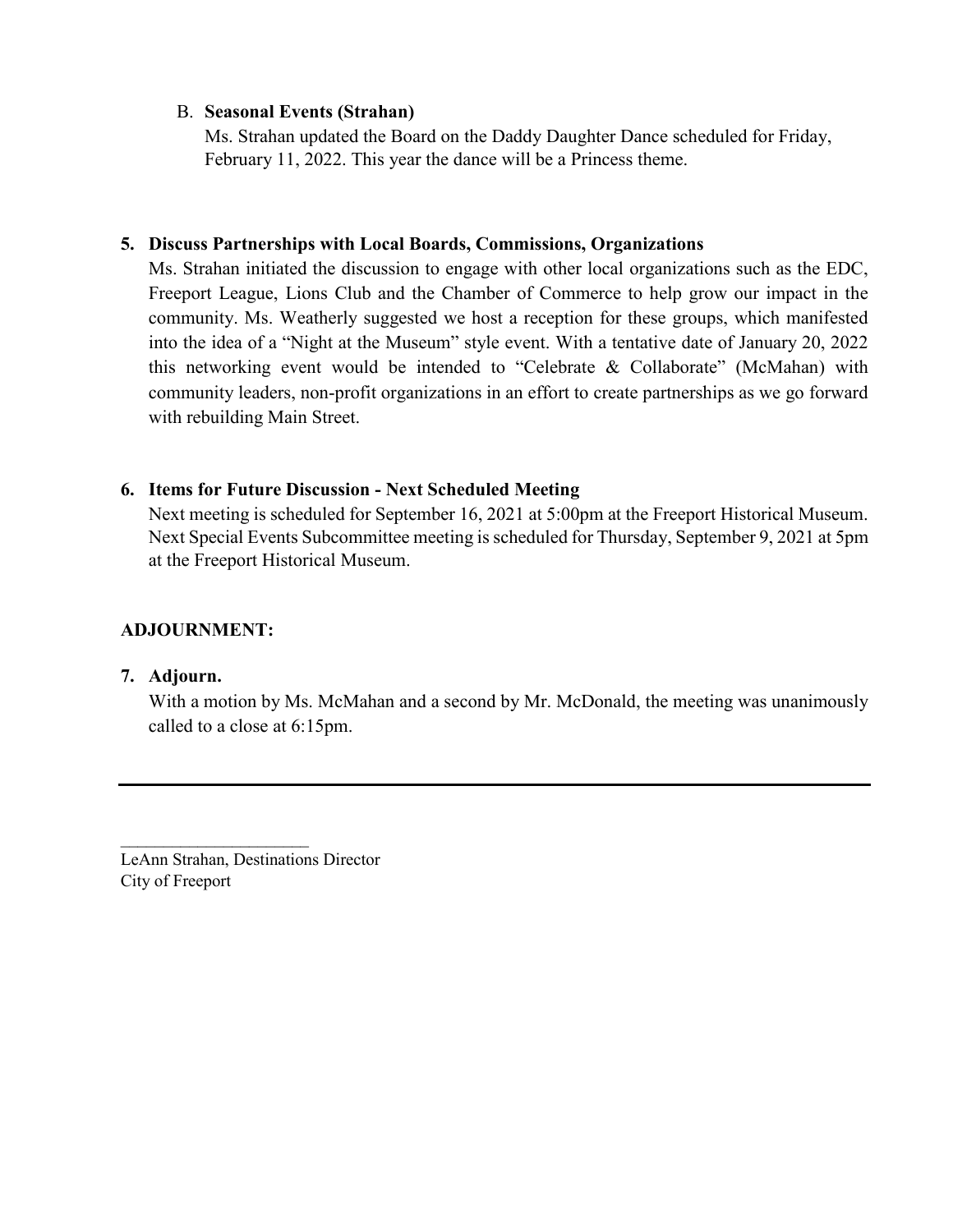B. **Seasonal Events (Strahan)**

Ms. Strahan updated the Board on the Daddy Daughter Dance scheduled for Friday, February 11, 2022. This year the dance will be a Princess theme.

5. **Discuss Partnerships with Local Boards, Commissions, Organizations**

Ms. Strahan initiated the discussion to engage with other local organizations such as the EDC, Freeport League, Lions Club and the Chamber of Commerce to help grow our impact in the community. Ms. Weatherly suggested we host a reception for these groups, which manifested into the idea of a "Night at the Museum" style event. With a tentative date of January 20, 2022 this networking event would be intended to "Celebrate & Collaborate" (McMahan) with community leaders, non-profit organizations in an effort to create partnerships as we go forward with rebuilding Main Street.

6. **Items for Future Discussion - Next Scheduled Meeting**

Next meeting is scheduled for September 16, 2021 at 5:00pm at the Freeport Historical Museum. Next Special Events Subcommittee meeting is scheduled for Thursday, September 9, 2021 at 5pm at the Freeport Historical Museum.

**ADJOURNMENT:**

7. **Adjourn.**

With a motion by Ms. McMahan and a second by Mr. McDonald, the meeting was unanimously called to a close at 6:15pm.

---

______________________

LeAnn Strahan, Destinations Director
City of Freeport